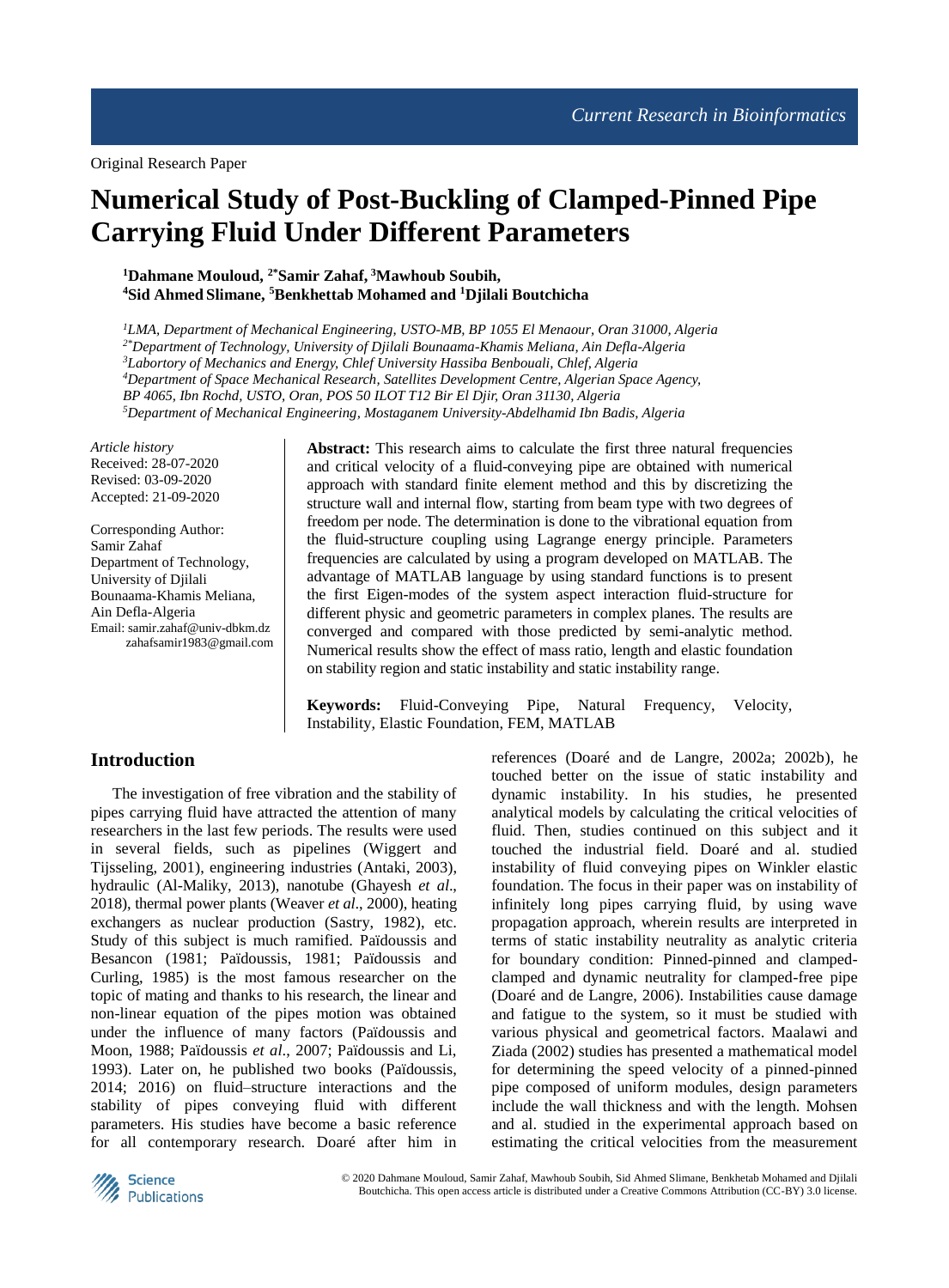Original Research Paper

# Numerical Study of Post-Buckling of Clamped-Pinned Pipe Carrying Fluid Under Different Parameters

**[1]Dahmane Mouloud, [2*]Samir Zahaf, [3]Mawhoub Soubih, [4]Sid Ahmed Slimane, [5]Benkhettab Mohamed and [1]Djilali Boutchicha**

*[1]LMA, Department of Mechanical Engineering, USTO-MB, BP 1055 El Menaour, Oran 31000, Algeria*
*[2*]Department of Technology, University of Djilali Bounaama-Khamis Meliana, Ain Defla-Algeria*
*[3]Labortory of Mechanics and Energy, Chlef University Hassiba Benbouali, Chlef, Algeria*
*[4]Department of Space Mechanical Research, Satellites Development Centre, Algerian Space Agency, BP 4065, Ibn Rochd, USTO, Oran, POS 50 ILOT T12 Bir El Djir, Oran 31130, Algeria*
*[5]Department of Mechanical Engineering, Mostaganem University-Abdelhamid Ibn Badis, Algeria*

*Article history*
Received: 28-07-2020
Revised: 03-09-2020
Accepted: 21-09-2020

Corresponding Author:
Samir Zahaf
Department of Technology, University of Djilali Bounaama-Khamis Meliana, Ain Defla-Algeria
Email: samir.zahaf@univ-dbkm.dz
zahafsamir1983@gmail.com

**Abstract:** This research aims to calculate the first three natural frequencies and critical velocity of a fluid-conveying pipe are obtained with numerical approach with standard finite element method and this by discretizing the structure wall and internal flow, starting from beam type with two degrees of freedom per node. The determination is done to the vibrational equation from the fluid-structure coupling using Lagrange energy principle. Parameters frequencies are calculated by using a program developed on MATLAB. The advantage of MATLAB language by using standard functions is to present the first Eigen-modes of the system aspect interaction fluid-structure for different physic and geometric parameters in complex planes. The results are converged and compared with those predicted by semi-analytic method. Numerical results show the effect of mass ratio, length and elastic foundation on stability region and static instability and static instability range.

**Keywords:** Fluid-Conveying Pipe, Natural Frequency, Velocity, Instability, Elastic Foundation, FEM, MATLAB

## Introduction

The investigation of free vibration and the stability of pipes carrying fluid have attracted the attention of many researchers in the last few periods. The results were used in several fields, such as pipelines (Wiggert and Tijsseling, 2001), engineering industries (Antaki, 2003), hydraulic (Al-Maliky, 2013), nanotube (Ghayesh *et al*., 2018), thermal power plants (Weaver *et al*., 2000), heating exchangers as nuclear production (Sastry, 1982), etc. Study of this subject is much ramified. Païdoussis and Besancon (1981; Païdoussis, 1981; Païdoussis and Curling, 1985) is the most famous researcher on the topic of mating and thanks to his research, the linear and non-linear equation of the pipes motion was obtained under the influence of many factors (Païdoussis and Moon, 1988; Païdoussis *et al*., 2007; Païdoussis and Li, 1993). Later on, he published two books (Païdoussis, 2014; 2016) on fluid–structure interactions and the stability of pipes conveying fluid with different parameters. His studies have become a basic reference for all contemporary research. Doaré after him in references (Doaré and de Langre, 2002a; 2002b), he touched better on the issue of static instability and dynamic instability. In his studies, he presented analytical models by calculating the critical velocities of fluid. Then, studies continued on this subject and it touched the industrial field. Doaré and al. studied instability of fluid conveying pipes on Winkler elastic foundation. The focus in their paper was on instability of infinitely long pipes carrying fluid, by using wave propagation approach, wherein results are interpreted in terms of static instability neutrality as analytic criteria for boundary condition: Pinned-pinned and clamped-clamped and dynamic neutrality for clamped-free pipe (Doaré and de Langre, 2006). Instabilities cause damage and fatigue to the system, so it must be studied with various physical and geometrical factors. Maalawi and Ziada (2002) studies has presented a mathematical model for determining the speed velocity of a pinned-pinned pipe composed of uniform modules, design parameters include the wall thickness and with the length. Mohsen and al. studied in the experimental approach based on estimating the critical velocities from the measurement

© 2020 Dahmane Mouloud, Samir Zahaf, Mawhoub Soubih, Sid Ahmed Slimane, Benkhetab Mohamed and Djilali Boutchicha. This open access article is distributed under a Creative Commons Attribution (CC-BY) 3.0 license.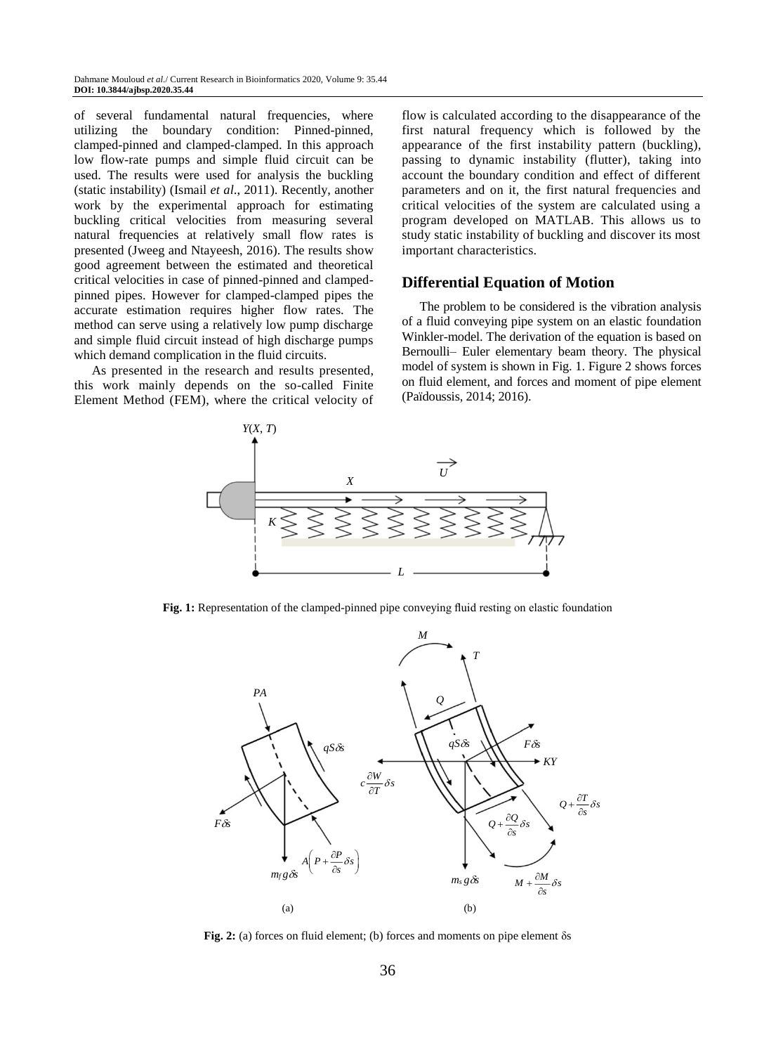of several fundamental natural frequencies, where utilizing the boundary condition: Pinned-pinned, clamped-pinned and clamped-clamped. In this approach low flow-rate pumps and simple fluid circuit can be used. The results were used for analysis the buckling (static instability) (Ismail *et al*., 2011). Recently, another work by the experimental approach for estimating buckling critical velocities from measuring several natural frequencies at relatively small flow rates is presented (Jweeg and Ntayeesh, 2016). The results show good agreement between the estimated and theoretical critical velocities in case of pinned-pinned and clamped-pinned pipes. However for clamped-clamped pipes the accurate estimation requires higher flow rates. The method can serve using a relatively low pump discharge and simple fluid circuit instead of high discharge pumps which demand complication in the fluid circuits.

As presented in the research and results presented, this work mainly depends on the so-called Finite Element Method (FEM), where the critical velocity of flow is calculated according to the disappearance of the first natural frequency which is followed by the appearance of the first instability pattern (buckling), passing to dynamic instability (flutter), taking into account the boundary condition and effect of different parameters and on it, the first natural frequencies and critical velocities of the system are calculated using a program developed on MATLAB. This allows us to study static instability of buckling and discover its most important characteristics.

## Differential Equation of Motion

The problem to be considered is the vibration analysis of a fluid conveying pipe system on an elastic foundation Winkler-model. The derivation of the equation is based on Bernoulli– Euler elementary beam theory. The physical model of system is shown in Fig. 1. Figure 2 shows forces on fluid element, and forces and moment of pipe element (Païdoussis, 2014; 2016).

**Fig. 1:** Representation of the clamped-pinned pipe conveying fluid resting on elastic foundation

**Fig. 2:** (a) forces on fluid element; (b) forces and moments on pipe element $\delta s$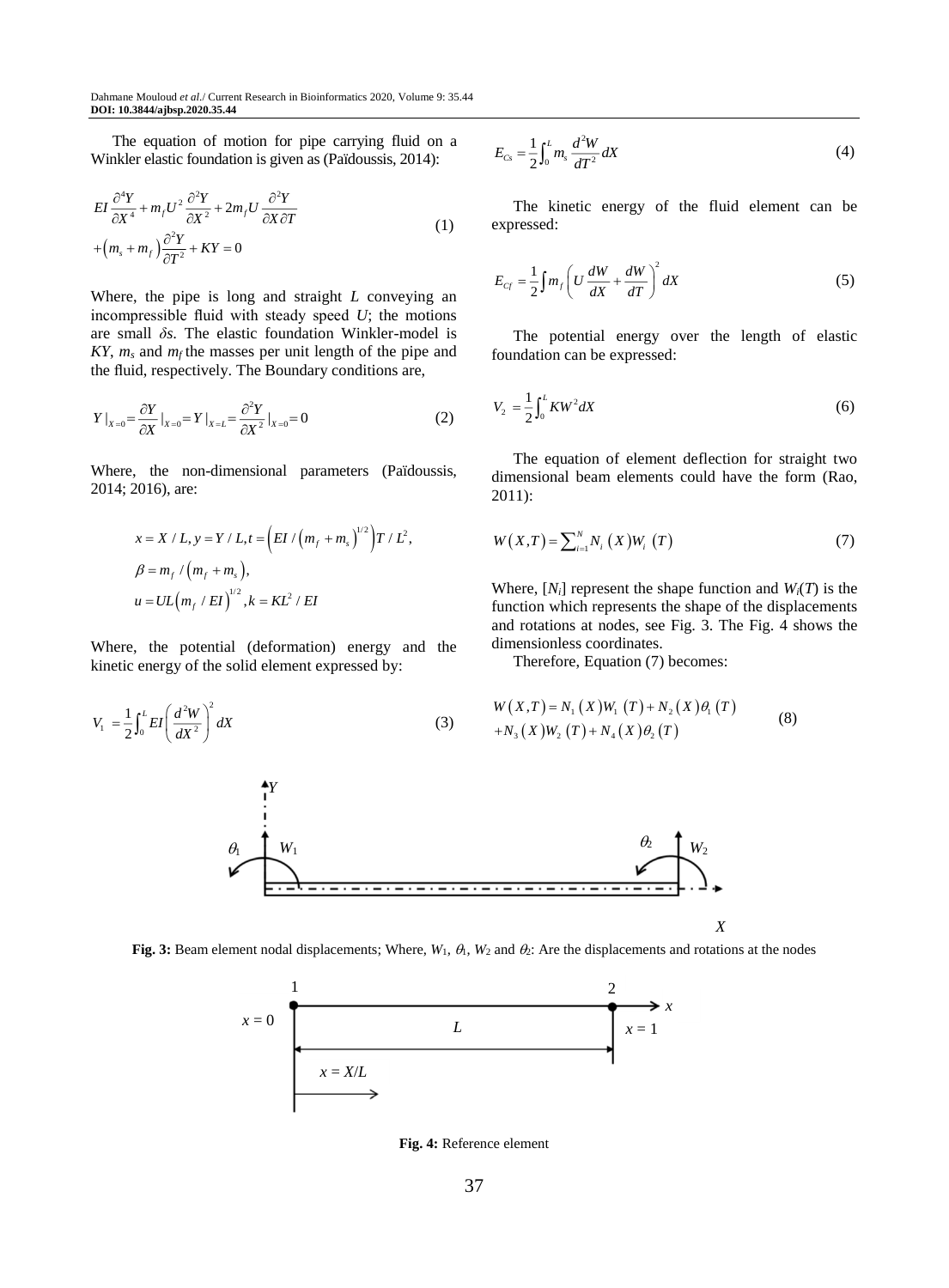The equation of motion for pipe carrying fluid on a Winkler elastic foundation is given as (Païdoussis, 2014):

$$
\begin{aligned}
&EI\frac{\partial^4 Y}{\partial X^4} + m_f U^2 \frac{\partial^2 Y}{\partial X^2} + 2m_f U \frac{\partial^2 Y}{\partial X \partial T} \\
&+\left(m_s + m_f\right)\frac{\partial^2 Y}{\partial T^2} + KY = 0
\end{aligned}
\tag{1}
$$

Where, the pipe is long and straight $L$ conveying an incompressible fluid with steady speed $U$; the motions are small $\delta s$. The elastic foundation Winkler-model is $KY$, $m_s$ and $m_f$ the masses per unit length of the pipe and the fluid, respectively. The Boundary conditions are,

$$
Y|_{X=0} = \frac{\partial Y}{\partial X}|_{X=0} = Y|_{X=L} = \frac{\partial^2 Y}{\partial X^2}|_{X=0} = 0 \tag{2}
$$

Where, the non-dimensional parameters (Païdoussis, 2014; 2016), are:

$$
\begin{aligned}
&x = X/L, y = Y/L, t = \left(EI/\left(m_f + m_s\right)^{1/2}\right)T/L^2, \\
&\beta = m_f/\left(m_f + m_s\right), \\
&u = UL\left(m_f/EI\right)^{1/2}, k = KL^2/EI
\end{aligned}
$$

Where, the potential (deformation) energy and the kinetic energy of the solid element expressed by:

$$
V_1 = \frac{1}{2}\int_0^L EI\left(\frac{d^2 W}{dX^2}\right)^2 dX \tag{3}
$$

$$
E_{Cs} = \frac{1}{2}\int_0^L m_s \frac{d^2 W}{dT^2} dX \tag{4}
$$

The kinetic energy of the fluid element can be expressed:

$$
E_{Cf} = \frac{1}{2}\int m_f\left(U\frac{dW}{dX} + \frac{dW}{dT}\right)^2 dX \tag{5}
$$

The potential energy over the length of elastic foundation can be expressed:

$$
V_2 = \frac{1}{2}\int_0^L KW^2 dX \tag{6}
$$

The equation of element deflection for straight two dimensional beam elements could have the form (Rao, 2011):

$$
W(X,T) = \sum_{i=1}^{N} N_i(X) W_i(T) \tag{7}
$$

Where, $[N_i]$ represent the shape function and $W_i(T)$ is the function which represents the shape of the displacements and rotations at nodes, see Fig. 3. The Fig. 4 shows the dimensionless coordinates.

Therefore, Equation (7) becomes:

$$
\begin{aligned}
&W(X,T) = N_1(X)W_1(T) + N_2(X)\theta_1(T) \\
&+N_3(X)W_2(T) + N_4(X)\theta_2(T)
\end{aligned}
\tag{8}
$$

**Fig. 3:** Beam element nodal displacements; Where, $W_1$, $\theta_1$, $W_2$ and $\theta_2$: Are the displacements and rotations at the nodes

**Fig. 4:** Reference element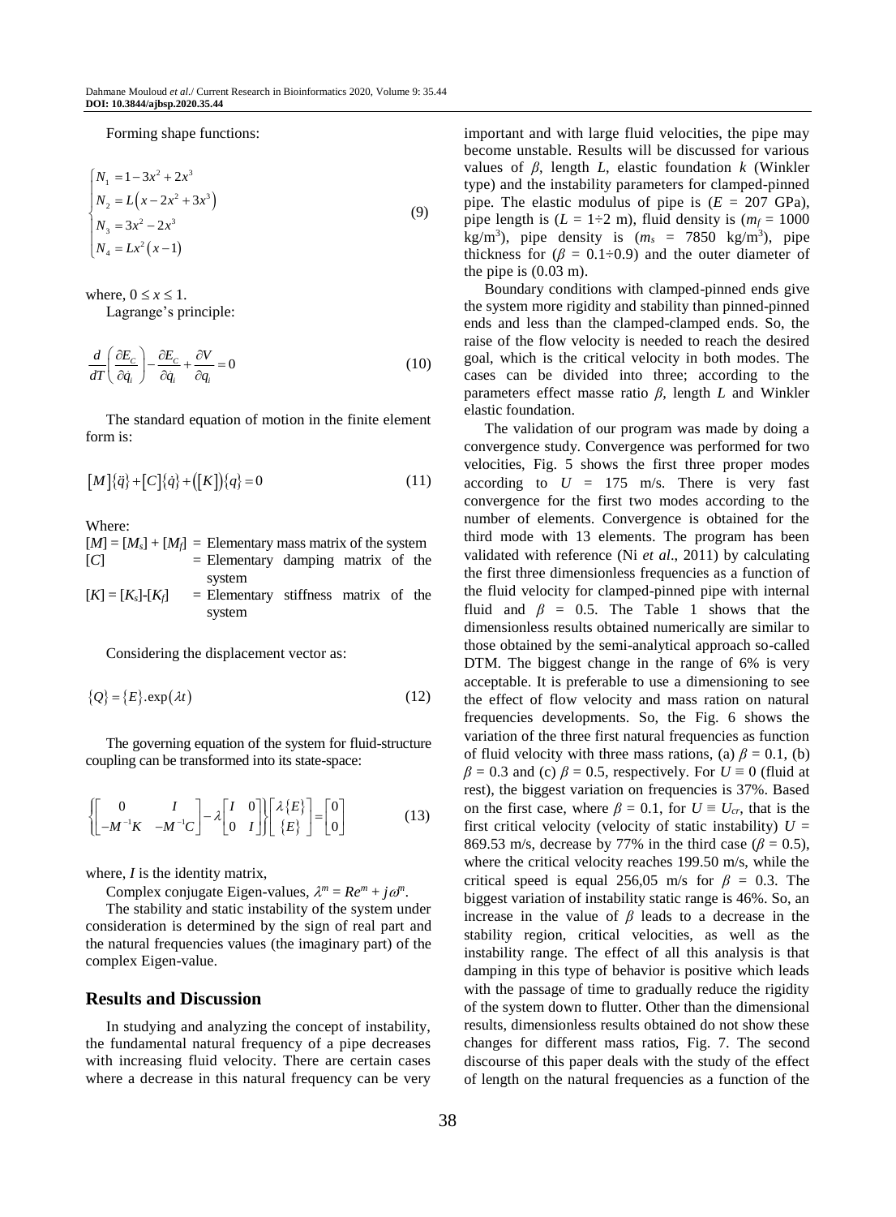Forming shape functions:

$$
\begin{cases}
N_1 = 1 - 3x^2 + 2x^3 \\
N_2 = L\left(x - 2x^2 + 3x^3\right) \\
N_3 = 3x^2 - 2x^3 \\
N_4 = Lx^2\left(x - 1\right)
\end{cases}
\tag{9}
$$

where, $0 \leq x \leq 1$.

Lagrange's principle:

$$
\frac{d}{dT}\left(\frac{\partial E_C}{\partial \dot{q}_i}\right) - \frac{\partial E_C}{\partial q_i} + \frac{\partial V}{\partial q_i} = 0
\tag{10}
$$

The standard equation of motion in the finite element form is:

$$
[M]\{\ddot{q}\} + [C]\{\dot{q}\} + ([K])\{q\} = 0
\tag{11}
$$

Where:

$[M] = [M_s] + [M_f]$ = Elementary mass matrix of the system
$[C]$ = Elementary damping matrix of the system
$[K] = [K_s]$-$[K_f]$ = Elementary stiffness matrix of the system

Considering the displacement vector as:

$$
\{Q\} = \{E\}.\exp(\lambda t)
\tag{12}
$$

The governing equation of the system for fluid-structure coupling can be transformed into its state-space:

$$
\left\{\begin{bmatrix} 0 & I \\ -M^{-1}K & -M^{-1}C \end{bmatrix} - \lambda \begin{bmatrix} I & 0 \\ 0 & I \end{bmatrix}\right\}\begin{bmatrix} \lambda\{E\} \\ \{E\} \end{bmatrix} = \begin{bmatrix} 0 \\ 0 \end{bmatrix}
\tag{13}
$$

where, $I$ is the identity matrix,

Complex conjugate Eigen-values, $\lambda^m = Re^m + j\omega^n$.

The stability and static instability of the system under consideration is determined by the sign of real part and the natural frequencies values (the imaginary part) of the complex Eigen-value.

## Results and Discussion

In studying and analyzing the concept of instability, the fundamental natural frequency of a pipe decreases with increasing fluid velocity. There are certain cases where a decrease in this natural frequency can be very important and with large fluid velocities, the pipe may become unstable. Results will be discussed for various values of $\beta$, length $L$, elastic foundation $k$ (Winkler type) and the instability parameters for clamped-pinned pipe. The elastic modulus of pipe is ($E$ = 207 GPa), pipe length is ($L$ = 1÷2 m), fluid density is ($m_f$ = 1000 kg/m$^3$), pipe density is ($m_s$ = 7850 kg/m$^3$), pipe thickness for ($\beta$ = 0.1÷0.9) and the outer diameter of the pipe is (0.03 m).

Boundary conditions with clamped-pinned ends give the system more rigidity and stability than pinned-pinned ends and less than the clamped-clamped ends. So, the raise of the flow velocity is needed to reach the desired goal, which is the critical velocity in both modes. The cases can be divided into three; according to the parameters effect masse ratio $\beta$, length $L$ and Winkler elastic foundation.

The validation of our program was made by doing a convergence study. Convergence was performed for two velocities, Fig. 5 shows the first three proper modes according to $U$ = 175 m/s. There is very fast convergence for the first two modes according to the number of elements. Convergence is obtained for the third mode with 13 elements. The program has been validated with reference (Ni *et al*., 2011) by calculating the first three dimensionless frequencies as a function of the fluid velocity for clamped-pinned pipe with internal fluid and $\beta$ = 0.5. The Table 1 shows that the dimensionless results obtained numerically are similar to those obtained by the semi-analytical approach so-called DTM. The biggest change in the range of 6% is very acceptable. It is preferable to use a dimensioning to see the effect of flow velocity and mass ration on natural frequencies developments. So, the Fig. 6 shows the variation of the three first natural frequencies as function of fluid velocity with three mass rations, (a) $\beta$ = 0.1, (b) $\beta$ = 0.3 and (c) $\beta$ = 0.5, respectively. For $U \equiv 0$ (fluid at rest), the biggest variation on frequencies is 37%. Based on the first case, where $\beta$ = 0.1, for $U \equiv U_{cr}$, that is the first critical velocity (velocity of static instability) $U$ = 869.53 m/s, decrease by 77% in the third case ($\beta$ = 0.5), where the critical velocity reaches 199.50 m/s, while the critical speed is equal 256,05 m/s for $\beta$ = 0.3. The biggest variation of instability static range is 46%. So, an increase in the value of $\beta$ leads to a decrease in the stability region, critical velocities, as well as the instability range. The effect of all this analysis is that damping in this type of behavior is positive which leads with the passage of time to gradually reduce the rigidity of the system down to flutter. Other than the dimensional results, dimensionless results obtained do not show these changes for different mass ratios, Fig. 7. The second discourse of this paper deals with the study of the effect of length on the natural frequencies as a function of the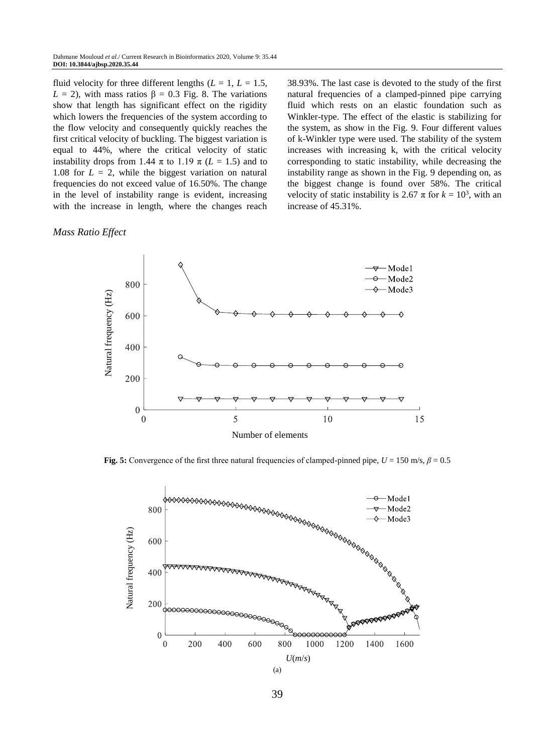fluid velocity for three different lengths ($L$ = 1, $L$ = 1.5, $L$ = 2), with mass ratios β = 0.3 Fig. 8. The variations show that length has significant effect on the rigidity which lowers the frequencies of the system according to the flow velocity and consequently quickly reaches the first critical velocity of buckling. The biggest variation is equal to 44%, where the critical velocity of static instability drops from 1.44 π to 1.19 π ($L$ = 1.5) and to 1.08 for $L$ = 2, while the biggest variation on natural frequencies do not exceed value of 16.50%. The change in the level of instability range is evident, increasing with the increase in length, where the changes reach 38.93%. The last case is devoted to the study of the first natural frequencies of a clamped-pinned pipe carrying fluid which rests on an elastic foundation such as Winkler-type. The effect of the elastic is stabilizing for the system, as show in the Fig. 9. Four different values of k-Winkler type were used. The stability of the system increases with increasing k, with the critical velocity corresponding to static instability, while decreasing the instability range as shown in the Fig. 9 depending on, as the biggest change is found over 58%. The critical velocity of static instability is 2.67 π for $k = 10^3$, with an increase of 45.31%.

*Mass Ratio Effect*

**Fig. 5:** Convergence of the first three natural frequencies of clamped-pinned pipe, $U$ = 150 m/s, $\beta$ = 0.5

(a)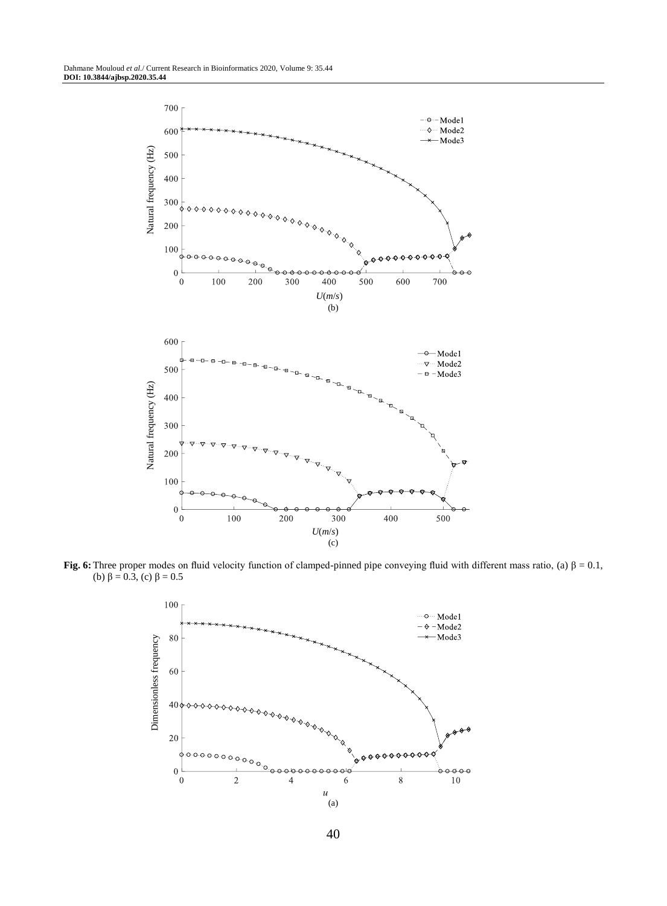**Fig. 6:** Three proper modes on fluid velocity function of clamped-pinned pipe conveying fluid with different mass ratio, (a) β = 0.1, (b) β = 0.3, (c) β = 0.5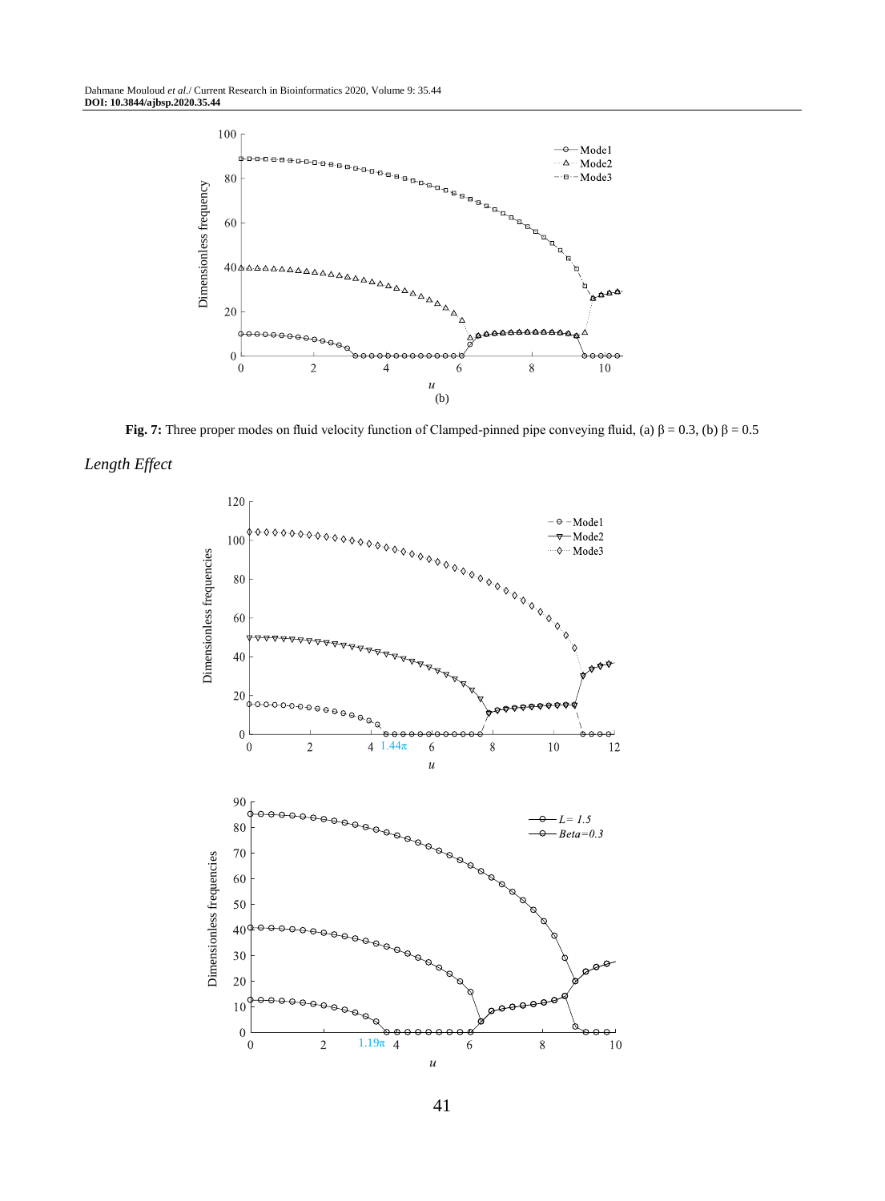(b)

**Fig. 7:** Three proper modes on fluid velocity function of Clamped-pinned pipe conveying fluid, (a) β = 0.3, (b) β = 0.5

*Length Effect*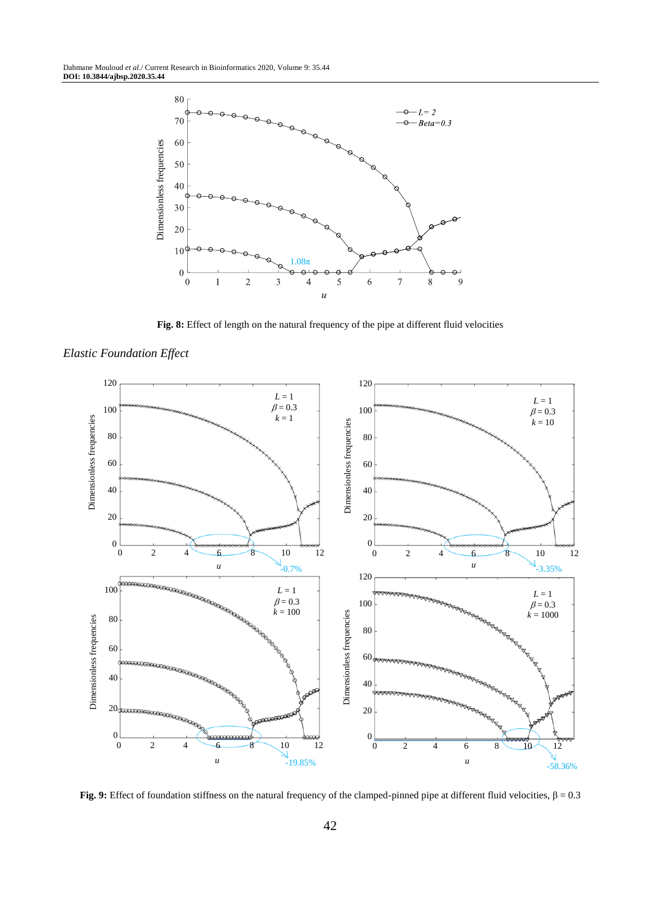**Fig. 8:** Effect of length on the natural frequency of the pipe at different fluid velocities

*Elastic Foundation Effect*

**Fig. 9:** Effect of foundation stiffness on the natural frequency of the clamped-pinned pipe at different fluid velocities, $\beta = 0.3$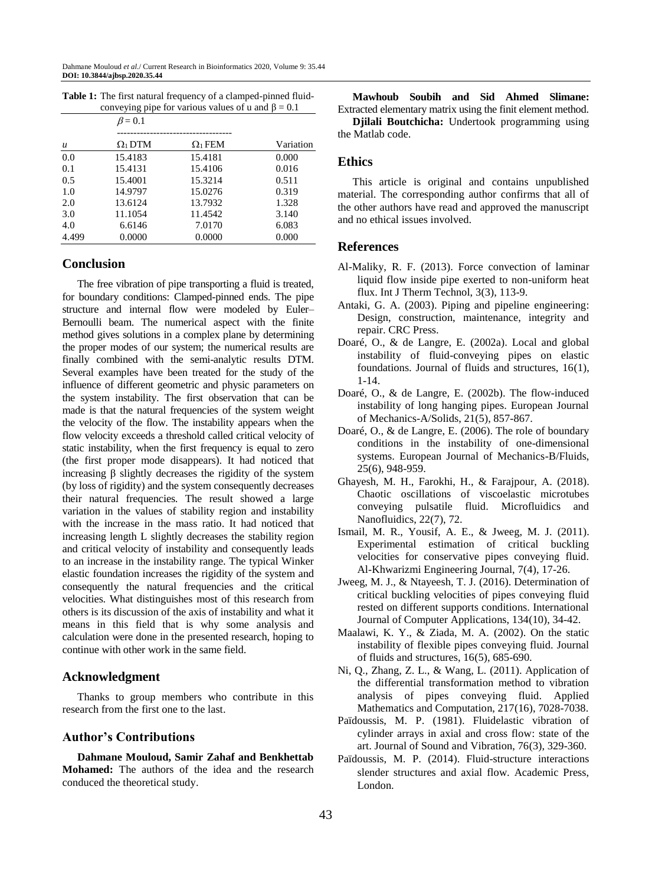**Table 1:** The first natural frequency of a clamped-pinned fluid-conveying pipe for various values of u and β = 0.1

| | $\beta = 0.1$ | | |
|---|---|---|---|
| $u$ | $\Omega_1$ DTM | $\Omega_1$ FEM | Variation |
| 0.0 | 15.4183 | 15.4181 | 0.000 |
| 0.1 | 15.4131 | 15.4106 | 0.016 |
| 0.5 | 15.4001 | 15.3214 | 0.511 |
| 1.0 | 14.9797 | 15.0276 | 0.319 |
| 2.0 | 13.6124 | 13.7932 | 1.328 |
| 3.0 | 11.1054 | 11.4542 | 3.140 |
| 4.0 | 6.6146 | 7.0170 | 6.083 |
| 4.499 | 0.0000 | 0.0000 | 0.000 |

## Conclusion

The free vibration of pipe transporting a fluid is treated, for boundary conditions: Clamped-pinned ends. The pipe structure and internal flow were modeled by Euler–Bernoulli beam. The numerical aspect with the finite method gives solutions in a complex plane by determining the proper modes of our system; the numerical results are finally combined with the semi-analytic results DTM. Several examples have been treated for the study of the influence of different geometric and physic parameters on the system instability. The first observation that can be made is that the natural frequencies of the system weight the velocity of the flow. The instability appears when the flow velocity exceeds a threshold called critical velocity of static instability, when the first frequency is equal to zero (the first proper mode disappears). It had noticed that increasing β slightly decreases the rigidity of the system (by loss of rigidity) and the system consequently decreases their natural frequencies. The result showed a large variation in the values of stability region and instability with the increase in the mass ratio. It had noticed that increasing length L slightly decreases the stability region and critical velocity of instability and consequently leads to an increase in the instability range. The typical Winker elastic foundation increases the rigidity of the system and consequently the natural frequencies and the critical velocities. What distinguishes most of this research from others is its discussion of the axis of instability and what it means in this field that is why some analysis and calculation were done in the presented research, hoping to continue with other work in the same field.

## Acknowledgment

Thanks to group members who contribute in this research from the first one to the last.

## Author's Contributions

**Dahmane Mouloud, Samir Zahaf and Benkhettab Mohamed:** The authors of the idea and the research conduced the theoretical study.

**Mawhoub Soubih and Sid Ahmed Slimane:** Extracted elementary matrix using the finit element method.

**Djilali Boutchicha:** Undertook programming using the Matlab code.

## Ethics

This article is original and contains unpublished material. The corresponding author confirms that all of the other authors have read and approved the manuscript and no ethical issues involved.

## References

Al-Maliky, R. F. (2013). Force convection of laminar liquid flow inside pipe exerted to non-uniform heat flux. Int J Therm Technol, 3(3), 113-9.

Antaki, G. A. (2003). Piping and pipeline engineering: Design, construction, maintenance, integrity and repair. CRC Press.

Doaré, O., & de Langre, E. (2002a). Local and global instability of fluid-conveying pipes on elastic foundations. Journal of fluids and structures, 16(1), 1-14.

Doaré, O., & de Langre, E. (2002b). The flow-induced instability of long hanging pipes. European Journal of Mechanics-A/Solids, 21(5), 857-867.

Doaré, O., & de Langre, E. (2006). The role of boundary conditions in the instability of one-dimensional systems. European Journal of Mechanics-B/Fluids, 25(6), 948-959.

Ghayesh, M. H., Farokhi, H., & Farajpour, A. (2018). Chaotic oscillations of viscoelastic microtubes conveying pulsatile fluid. Microfluidics and Nanofluidics, 22(7), 72.

Ismail, M. R., Yousif, A. E., & Jweeg, M. J. (2011). Experimental estimation of critical buckling velocities for conservative pipes conveying fluid. Al-Khwarizmi Engineering Journal, 7(4), 17-26.

Jweeg, M. J., & Ntayeesh, T. J. (2016). Determination of critical buckling velocities of pipes conveying fluid rested on different supports conditions. International Journal of Computer Applications, 134(10), 34-42.

Maalawi, K. Y., & Ziada, M. A. (2002). On the static instability of flexible pipes conveying fluid. Journal of fluids and structures, 16(5), 685-690.

Ni, Q., Zhang, Z. L., & Wang, L. (2011). Application of the differential transformation method to vibration analysis of pipes conveying fluid. Applied Mathematics and Computation, 217(16), 7028-7038.

Païdoussis, M. P. (1981). Fluidelastic vibration of cylinder arrays in axial and cross flow: state of the art. Journal of Sound and Vibration, 76(3), 329-360.

Païdoussis, M. P. (2014). Fluid-structure interactions slender structures and axial flow. Academic Press, London.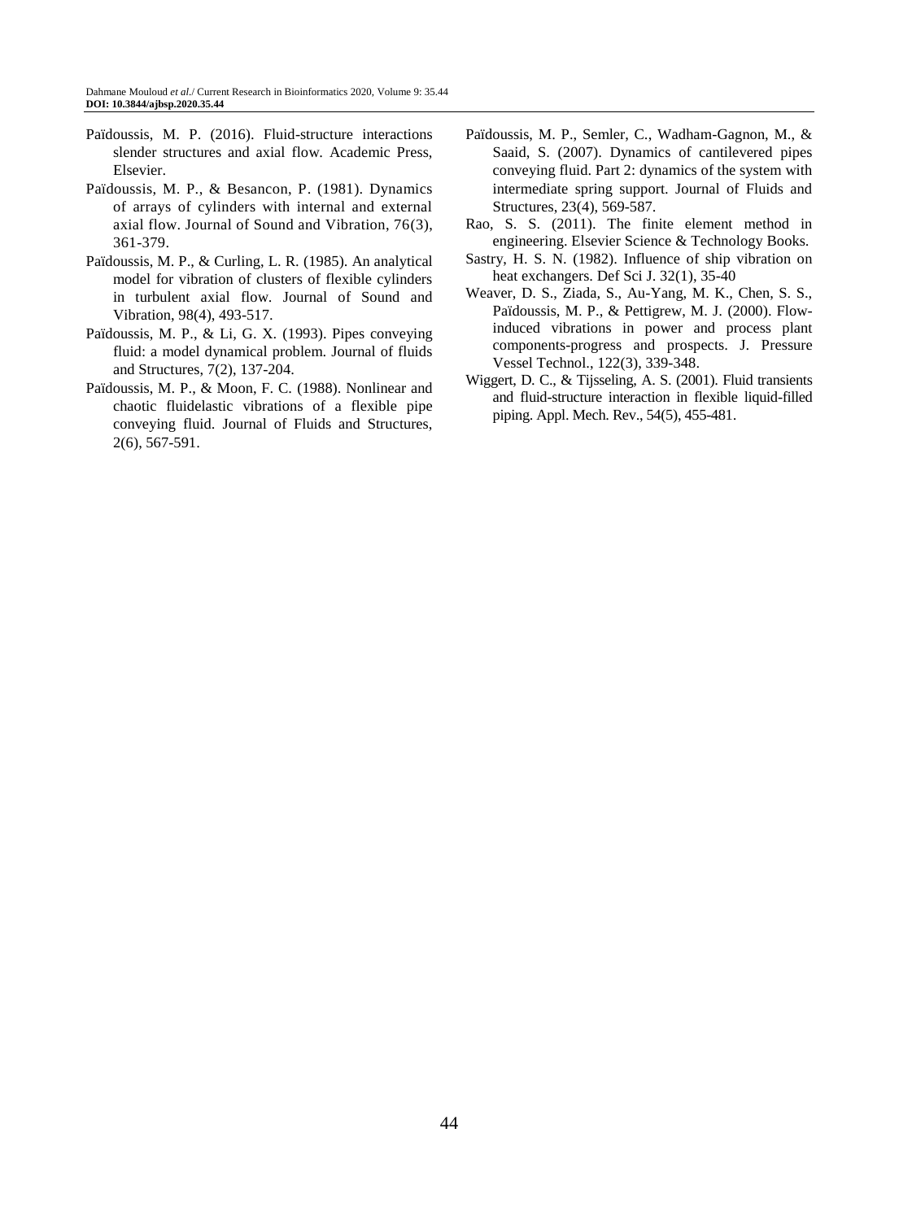Païdoussis, M. P. (2016). Fluid-structure interactions slender structures and axial flow. Academic Press, Elsevier.

Païdoussis, M. P., & Besancon, P. (1981). Dynamics of arrays of cylinders with internal and external axial flow. Journal of Sound and Vibration, 76(3), 361-379.

Païdoussis, M. P., & Curling, L. R. (1985). An analytical model for vibration of clusters of flexible cylinders in turbulent axial flow. Journal of Sound and Vibration, 98(4), 493-517.

Païdoussis, M. P., & Li, G. X. (1993). Pipes conveying fluid: a model dynamical problem. Journal of fluids and Structures, 7(2), 137-204.

Païdoussis, M. P., & Moon, F. C. (1988). Nonlinear and chaotic fluidelastic vibrations of a flexible pipe conveying fluid. Journal of Fluids and Structures, 2(6), 567-591.

Païdoussis, M. P., Semler, C., Wadham-Gagnon, M., & Saaid, S. (2007). Dynamics of cantilevered pipes conveying fluid. Part 2: dynamics of the system with intermediate spring support. Journal of Fluids and Structures, 23(4), 569-587.

Rao, S. S. (2011). The finite element method in engineering. Elsevier Science & Technology Books.

Sastry, H. S. N. (1982). Influence of ship vibration on heat exchangers. Def Sci J. 32(1), 35-40

Weaver, D. S., Ziada, S., Au-Yang, M. K., Chen, S. S., Païdoussis, M. P., & Pettigrew, M. J. (2000). Flow-induced vibrations in power and process plant components-progress and prospects. J. Pressure Vessel Technol., 122(3), 339-348.

Wiggert, D. C., & Tijsseling, A. S. (2001). Fluid transients and fluid-structure interaction in flexible liquid-filled piping. Appl. Mech. Rev., 54(5), 455-481.